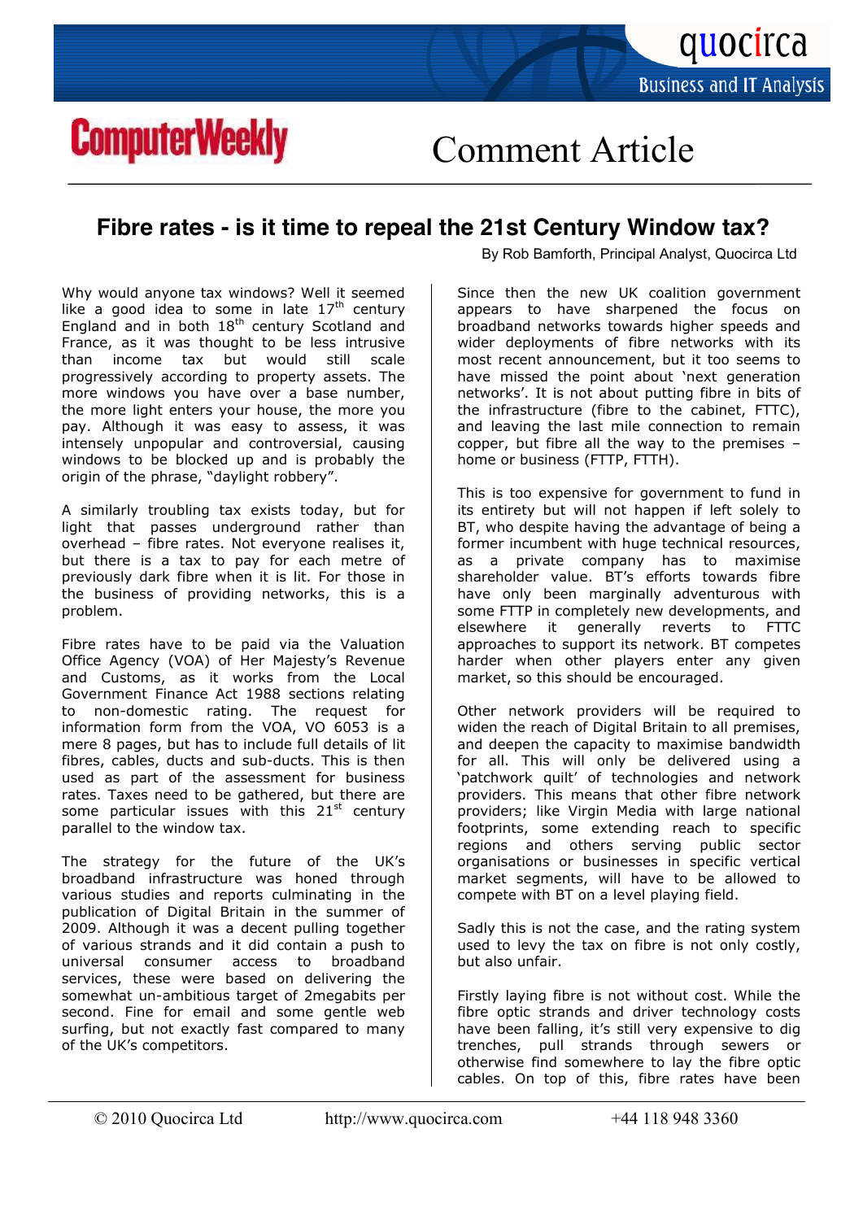Comment Article

# Fibre rates - is it time to repeal the 21st Century Window tax?

By Rob Bamforth, Principal Analyst, Quocirca Ltd

Why would anyone tax windows? Well it seemed like a good idea to some in late 17th century England and in both 18th century Scotland and France, as it was thought to be less intrusive than income tax but would still scale progressively according to property assets. The more windows you have over a base number, the more light enters your house, the more you pay. Although it was easy to assess, it was intensely unpopular and controversial, causing windows to be blocked up and is probably the origin of the phrase, "daylight robbery".

A similarly troubling tax exists today, but for light that passes underground rather than overhead – fibre rates. Not everyone realises it, but there is a tax to pay for each metre of previously dark fibre when it is lit. For those in the business of providing networks, this is a problem.

Fibre rates have to be paid via the Valuation Office Agency (VOA) of Her Majesty's Revenue and Customs, as it works from the Local Government Finance Act 1988 sections relating to non-domestic rating. The request for information form from the VOA, VO 6053 is a mere 8 pages, but has to include full details of lit fibres, cables, ducts and sub-ducts. This is then used as part of the assessment for business rates. Taxes need to be gathered, but there are some particular issues with this 21st century parallel to the window tax.

The strategy for the future of the UK's broadband infrastructure was honed through various studies and reports culminating in the publication of Digital Britain in the summer of 2009. Although it was a decent pulling together of various strands and it did contain a push to universal consumer access to broadband services, these were based on delivering the somewhat un-ambitious target of 2megabits per second. Fine for email and some gentle web surfing, but not exactly fast compared to many of the UK's competitors.

Since then the new UK coalition government appears to have sharpened the focus on broadband networks towards higher speeds and wider deployments of fibre networks with its most recent announcement, but it too seems to have missed the point about 'next generation networks'. It is not about putting fibre in bits of the infrastructure (fibre to the cabinet, FTTC), and leaving the last mile connection to remain copper, but fibre all the way to the premises – home or business (FTTP, FTTH).

This is too expensive for government to fund in its entirety but will not happen if left solely to BT, who despite having the advantage of being a former incumbent with huge technical resources, as a private company has to maximise shareholder value. BT's efforts towards fibre have only been marginally adventurous with some FTTP in completely new developments, and elsewhere it generally reverts to FTTC approaches to support its network. BT competes harder when other players enter any given market, so this should be encouraged.

Other network providers will be required to widen the reach of Digital Britain to all premises, and deepen the capacity to maximise bandwidth for all. This will only be delivered using a 'patchwork quilt' of technologies and network providers. This means that other fibre network providers; like Virgin Media with large national footprints, some extending reach to specific regions and others serving public sector organisations or businesses in specific vertical market segments, will have to be allowed to compete with BT on a level playing field.

Sadly this is not the case, and the rating system used to levy the tax on fibre is not only costly, but also unfair.

Firstly laying fibre is not without cost. While the fibre optic strands and driver technology costs have been falling, it's still very expensive to dig trenches, pull strands through sewers or otherwise find somewhere to lay the fibre optic cables. On top of this, fibre rates have been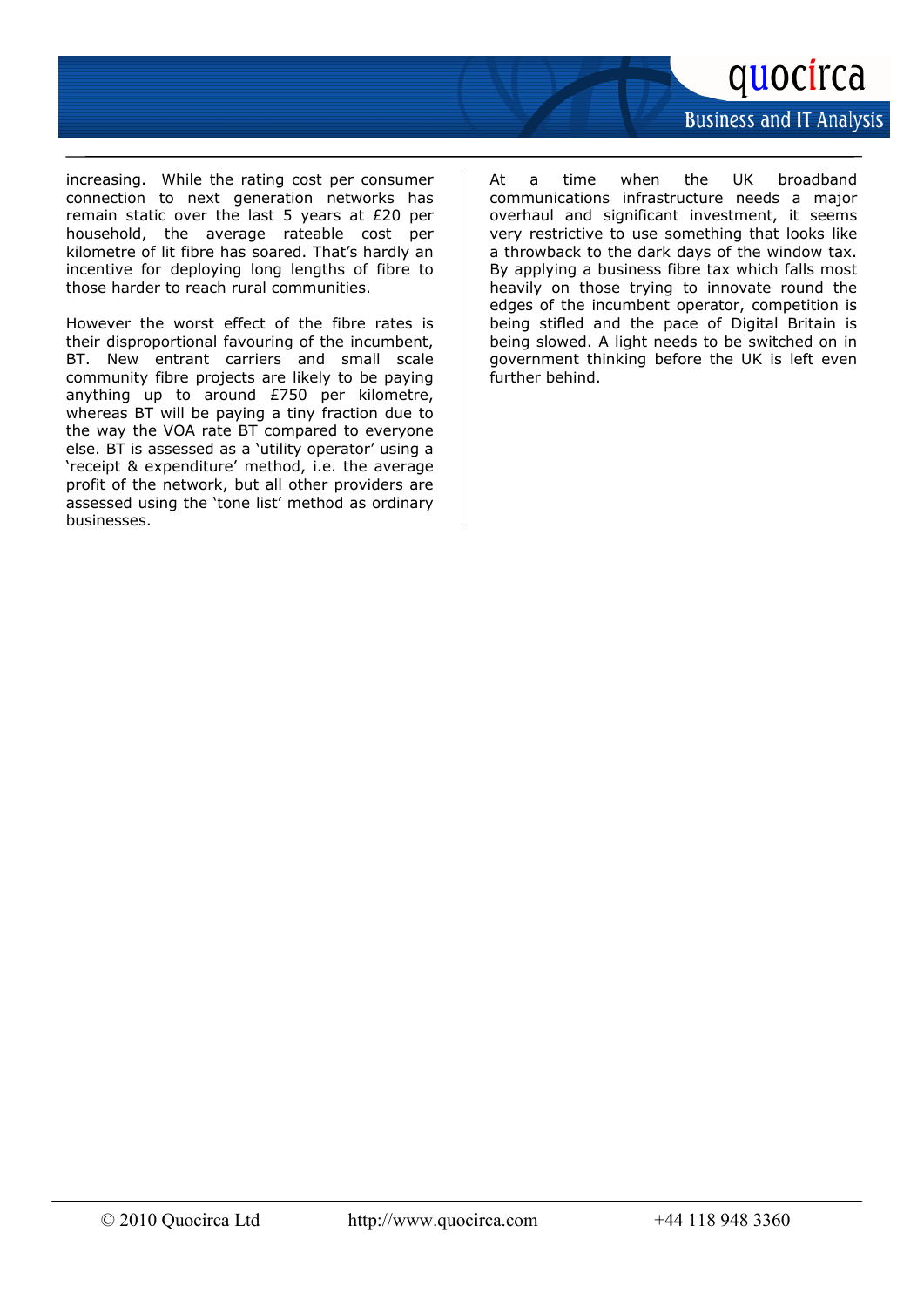increasing. While the rating cost per consumer connection to next generation networks has remain static over the last 5 years at £20 per household, the average rateable cost per kilometre of lit fibre has soared. That's hardly an incentive for deploying long lengths of fibre to those harder to reach rural communities.

However the worst effect of the fibre rates is their disproportional favouring of the incumbent, BT. New entrant carriers and small scale community fibre projects are likely to be paying anything up to around £750 per kilometre, whereas BT will be paying a tiny fraction due to the way the VOA rate BT compared to everyone else. BT is assessed as a 'utility operator' using a 'receipt & expenditure' method, i.e. the average profit of the network, but all other providers are assessed using the 'tone list' method as ordinary businesses.

At a time when the UK broadband communications infrastructure needs a major overhaul and significant investment, it seems very restrictive to use something that looks like a throwback to the dark days of the window tax. By applying a business fibre tax which falls most heavily on those trying to innovate round the edges of the incumbent operator, competition is being stifled and the pace of Digital Britain is being slowed. A light needs to be switched on in government thinking before the UK is left even further behind.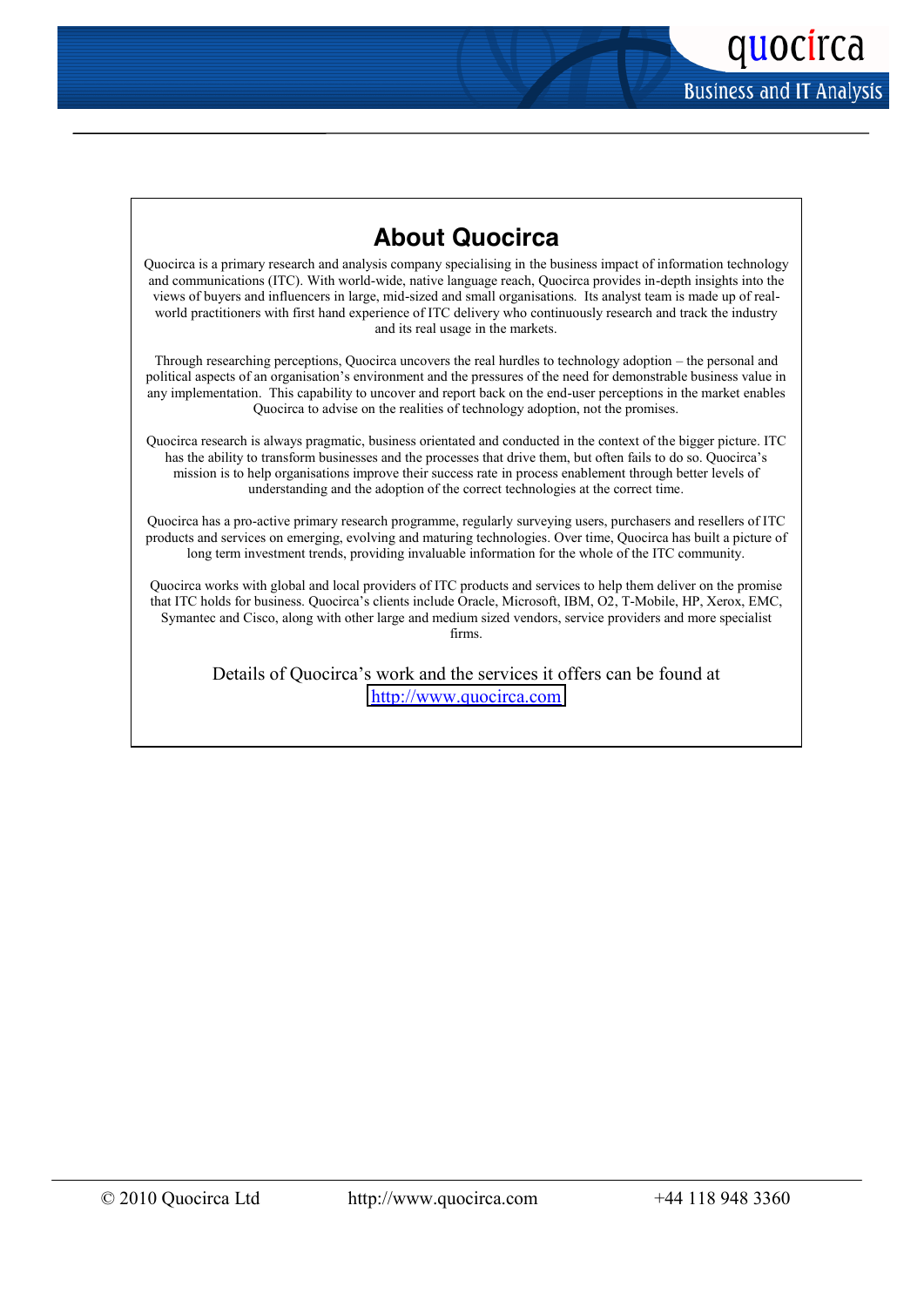# About Quocirca

Quocirca is a primary research and analysis company specialising in the business impact of information technology and communications (ITC). With world-wide, native language reach, Quocirca provides in-depth insights into the views of buyers and influencers in large, mid-sized and small organisations. Its analyst team is made up of real-world practitioners with first hand experience of ITC delivery who continuously research and track the industry and its real usage in the markets.

Through researching perceptions, Quocirca uncovers the real hurdles to technology adoption – the personal and political aspects of an organisation's environment and the pressures of the need for demonstrable business value in any implementation. This capability to uncover and report back on the end-user perceptions in the market enables Quocirca to advise on the realities of technology adoption, not the promises.

Quocirca research is always pragmatic, business orientated and conducted in the context of the bigger picture. ITC has the ability to transform businesses and the processes that drive them, but often fails to do so. Quocirca's mission is to help organisations improve their success rate in process enablement through better levels of understanding and the adoption of the correct technologies at the correct time.

Quocirca has a pro-active primary research programme, regularly surveying users, purchasers and resellers of ITC products and services on emerging, evolving and maturing technologies. Over time, Quocirca has built a picture of long term investment trends, providing invaluable information for the whole of the ITC community.

Quocirca works with global and local providers of ITC products and services to help them deliver on the promise that ITC holds for business. Quocirca's clients include Oracle, Microsoft, IBM, O2, T-Mobile, HP, Xerox, EMC, Symantec and Cisco, along with other large and medium sized vendors, service providers and more specialist firms.

Details of Quocirca's work and the services it offers can be found at http://www.quocirca.com